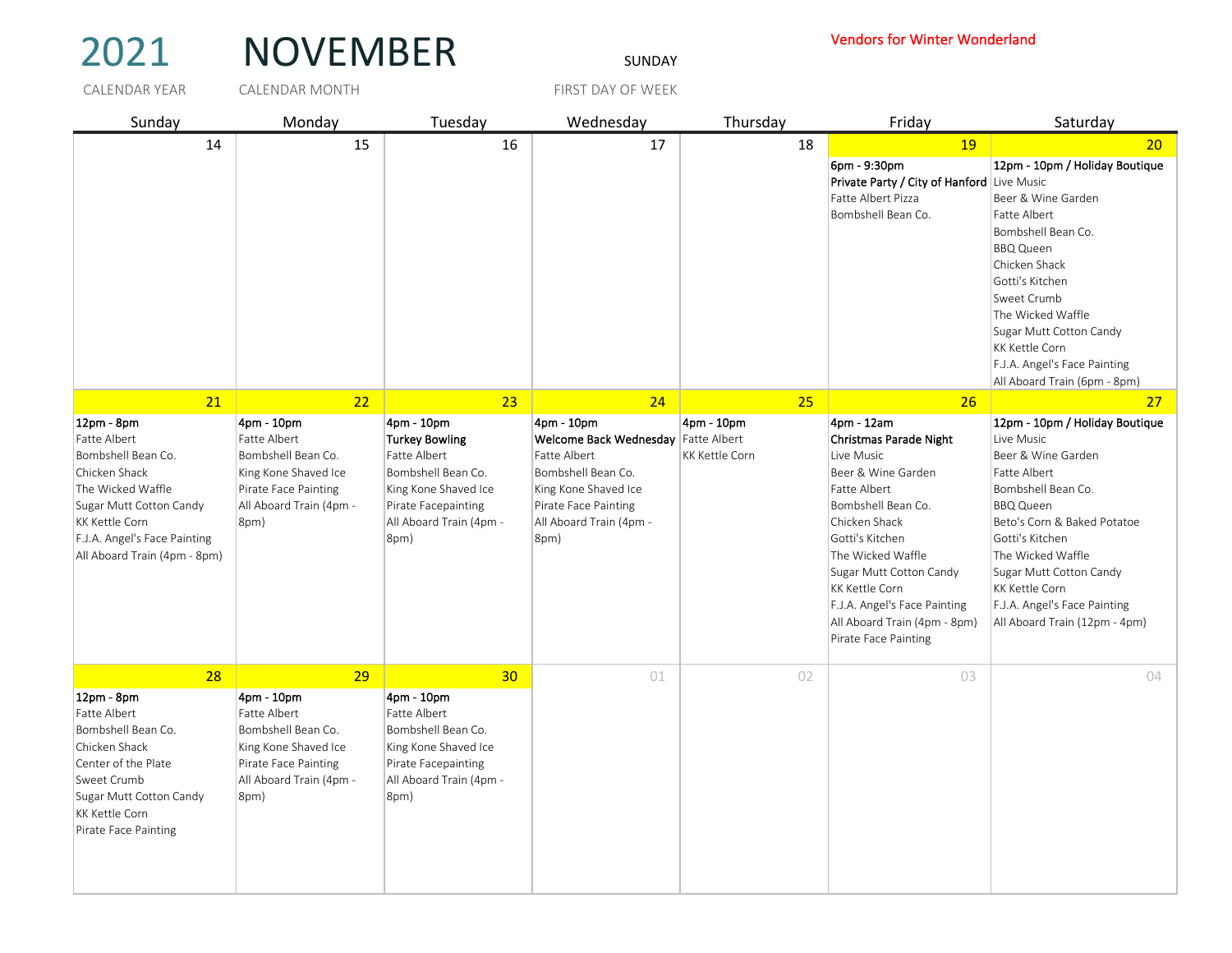# 2021 NOVEMBER

CALENDAR YEAR: 2021
CALENDAR MONTH: NOVEMBER
FIRST DAY OF WEEK: SUNDAY

Vendors for Winter Wonderland

| Sunday | Monday | Tuesday | Wednesday | Thursday | Friday | Saturday |
|---|---|---|---|---|---|---|
| 14 | 15 | 16 | 17 | 18 | 19 | 20 |
| | | | | | **6pm - 9:30pm**<br>**Private Party / City of Hanford**<br>Fatte Albert Pizza<br>Bombshell Bean Co. | **12pm - 10pm / Holiday Boutique**<br>Live Music<br>Beer & Wine Garden<br>Fatte Albert<br>Bombshell Bean Co.<br>BBQ Queen<br>Chicken Shack<br>Gotti's Kitchen<br>Sweet Crumb<br>The Wicked Waffle<br>Sugar Mutt Cotton Candy<br>KK Kettle Corn<br>F.J.A. Angel's Face Painting<br>All Aboard Train (6pm - 8pm) |
| 21 | 22 | 23 | 24 | 25 | 26 | 27 |
| **12pm - 8pm**<br>Fatte Albert<br>Bombshell Bean Co.<br>Chicken Shack<br>The Wicked Waffle<br>Sugar Mutt Cotton Candy<br>KK Kettle Corn<br>F.J.A. Angel's Face Painting<br>All Aboard Train (4pm - 8pm) | **4pm - 10pm**<br>Fatte Albert<br>Bombshell Bean Co.<br>King Kone Shaved Ice<br>Pirate Face Painting<br>All Aboard Train (4pm - 8pm) | **4pm - 10pm**<br>**Turkey Bowling**<br>Fatte Albert<br>Bombshell Bean Co.<br>King Kone Shaved Ice<br>Pirate Facepainting<br>All Aboard Train (4pm - 8pm) | **4pm - 10pm**<br>**Welcome Back Wednesday**<br>Fatte Albert<br>Bombshell Bean Co.<br>King Kone Shaved Ice<br>Pirate Face Painting<br>All Aboard Train (4pm - 8pm) | **4pm - 10pm**<br>Fatte Albert<br>KK Kettle Corn | **4pm - 12am**<br>**Christmas Parade Night**<br>Live Music<br>Beer & Wine Garden<br>Fatte Albert<br>Bombshell Bean Co.<br>Chicken Shack<br>Gotti's Kitchen<br>The Wicked Waffle<br>Sugar Mutt Cotton Candy<br>KK Kettle Corn<br>F.J.A. Angel's Face Painting<br>All Aboard Train (4pm - 8pm)<br>Pirate Face Painting | **12pm - 10pm / Holiday Boutique**<br>Live Music<br>Beer & Wine Garden<br>Fatte Albert<br>Bombshell Bean Co.<br>BBQ Queen<br>Beto's Corn & Baked Potatoe<br>Gotti's Kitchen<br>The Wicked Waffle<br>Sugar Mutt Cotton Candy<br>KK Kettle Corn<br>F.J.A. Angel's Face Painting<br>All Aboard Train (12pm - 4pm) |
| 28 | 29 | 30 | 01 | 02 | 03 | 04 |
| **12pm - 8pm**<br>Fatte Albert<br>Bombshell Bean Co.<br>Chicken Shack<br>Center of the Plate<br>Sweet Crumb<br>Sugar Mutt Cotton Candy<br>KK Kettle Corn<br>Pirate Face Painting | **4pm - 10pm**<br>Fatte Albert<br>Bombshell Bean Co.<br>King Kone Shaved Ice<br>Pirate Face Painting<br>All Aboard Train (4pm - 8pm) | **4pm - 10pm**<br>Fatte Albert<br>Bombshell Bean Co.<br>King Kone Shaved Ice<br>Pirate Facepainting<br>All Aboard Train (4pm - 8pm) | | | | |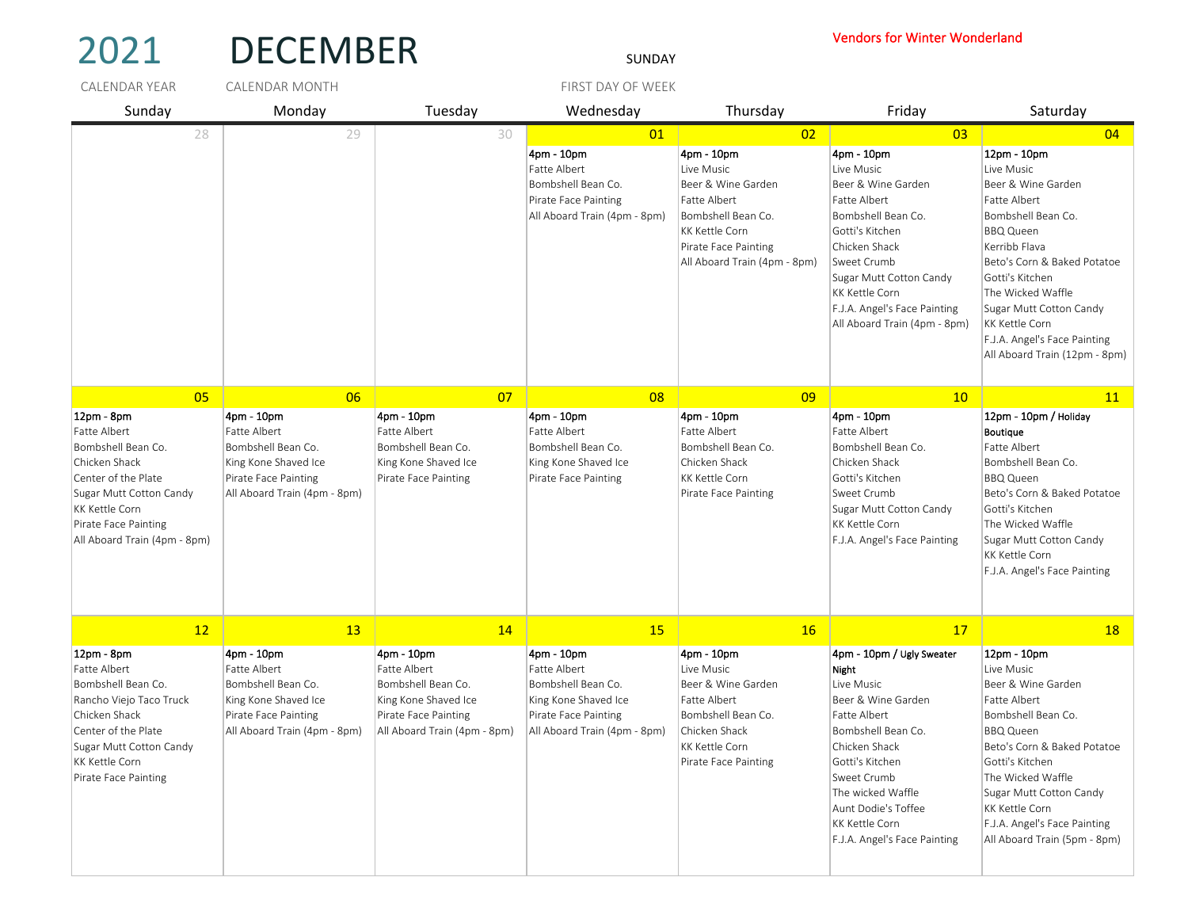# 2021 DECEMBER

CALENDAR YEAR: 2021 | CALENDAR MONTH: DECEMBER | FIRST DAY OF WEEK: SUNDAY

**Vendors for Winter Wonderland**

| Sunday | Monday | Tuesday | Wednesday | Thursday | Friday | Saturday |
|---|---|---|---|---|---|---|
| 28 | 29 | 30 | 01 | 02 | 03 | 04 |
| | | | **4pm - 10pm**<br>Fatte Albert<br>Bombshell Bean Co.<br>Pirate Face Painting<br>All Aboard Train (4pm - 8pm) | **4pm - 10pm**<br>Live Music<br>Beer & Wine Garden<br>Fatte Albert<br>Bombshell Bean Co.<br>KK Kettle Corn<br>Pirate Face Painting<br>All Aboard Train (4pm - 8pm) | **4pm - 10pm**<br>Live Music<br>Beer & Wine Garden<br>Fatte Albert<br>Bombshell Bean Co.<br>Gotti's Kitchen<br>Chicken Shack<br>Sweet Crumb<br>Sugar Mutt Cotton Candy<br>KK Kettle Corn<br>F.J.A. Angel's Face Painting<br>All Aboard Train (4pm - 8pm) | **12pm - 10pm**<br>Live Music<br>Beer & Wine Garden<br>Fatte Albert<br>Bombshell Bean Co.<br>BBQ Queen<br>Kerribb Flava<br>Beto's Corn & Baked Potatoe<br>Gotti's Kitchen<br>The Wicked Waffle<br>Sugar Mutt Cotton Candy<br>KK Kettle Corn<br>F.J.A. Angel's Face Painting<br>All Aboard Train (12pm - 8pm) |
| 05 | 06 | 07 | 08 | 09 | 10 | 11 |
| **12pm - 8pm**<br>Fatte Albert<br>Bombshell Bean Co.<br>Chicken Shack<br>Center of the Plate<br>Sugar Mutt Cotton Candy<br>KK Kettle Corn<br>Pirate Face Painting<br>All Aboard Train (4pm - 8pm) | **4pm - 10pm**<br>Fatte Albert<br>Bombshell Bean Co.<br>King Kone Shaved Ice<br>Pirate Face Painting<br>All Aboard Train (4pm - 8pm) | **4pm - 10pm**<br>Fatte Albert<br>Bombshell Bean Co.<br>King Kone Shaved Ice<br>Pirate Face Painting | **4pm - 10pm**<br>Fatte Albert<br>Bombshell Bean Co.<br>King Kone Shaved Ice<br>Pirate Face Painting | **4pm - 10pm**<br>Fatte Albert<br>Bombshell Bean Co.<br>Chicken Shack<br>KK Kettle Corn<br>Pirate Face Painting | **4pm - 10pm**<br>Fatte Albert<br>Bombshell Bean Co.<br>Chicken Shack<br>Gotti's Kitchen<br>Sweet Crumb<br>Sugar Mutt Cotton Candy<br>KK Kettle Corn<br>F.J.A. Angel's Face Painting | **12pm - 10pm / Holiday Boutique**<br>Fatte Albert<br>Bombshell Bean Co.<br>BBQ Queen<br>Beto's Corn & Baked Potatoe<br>Gotti's Kitchen<br>The Wicked Waffle<br>Sugar Mutt Cotton Candy<br>KK Kettle Corn<br>F.J.A. Angel's Face Painting |
| 12 | 13 | 14 | 15 | 16 | 17 | 18 |
| **12pm - 8pm**<br>Fatte Albert<br>Bombshell Bean Co.<br>Rancho Viejo Taco Truck<br>Chicken Shack<br>Center of the Plate<br>Sugar Mutt Cotton Candy<br>KK Kettle Corn<br>Pirate Face Painting | **4pm - 10pm**<br>Fatte Albert<br>Bombshell Bean Co.<br>King Kone Shaved Ice<br>Pirate Face Painting<br>All Aboard Train (4pm - 8pm) | **4pm - 10pm**<br>Fatte Albert<br>Bombshell Bean Co.<br>King Kone Shaved Ice<br>Pirate Face Painting<br>All Aboard Train (4pm - 8pm) | **4pm - 10pm**<br>Fatte Albert<br>Bombshell Bean Co.<br>King Kone Shaved Ice<br>Pirate Face Painting<br>All Aboard Train (4pm - 8pm) | **4pm - 10pm**<br>Live Music<br>Beer & Wine Garden<br>Fatte Albert<br>Bombshell Bean Co.<br>Chicken Shack<br>KK Kettle Corn<br>Pirate Face Painting | **4pm - 10pm / Ugly Sweater Night**<br>Live Music<br>Beer & Wine Garden<br>Fatte Albert<br>Bombshell Bean Co.<br>Chicken Shack<br>Gotti's Kitchen<br>Sweet Crumb<br>The wicked Waffle<br>Aunt Dodie's Toffee<br>KK Kettle Corn<br>F.J.A. Angel's Face Painting | **12pm - 10pm**<br>Live Music<br>Beer & Wine Garden<br>Fatte Albert<br>Bombshell Bean Co.<br>BBQ Queen<br>Beto's Corn & Baked Potatoe<br>Gotti's Kitchen<br>The Wicked Waffle<br>Sugar Mutt Cotton Candy<br>KK Kettle Corn<br>F.J.A. Angel's Face Painting<br>All Aboard Train (5pm - 8pm) |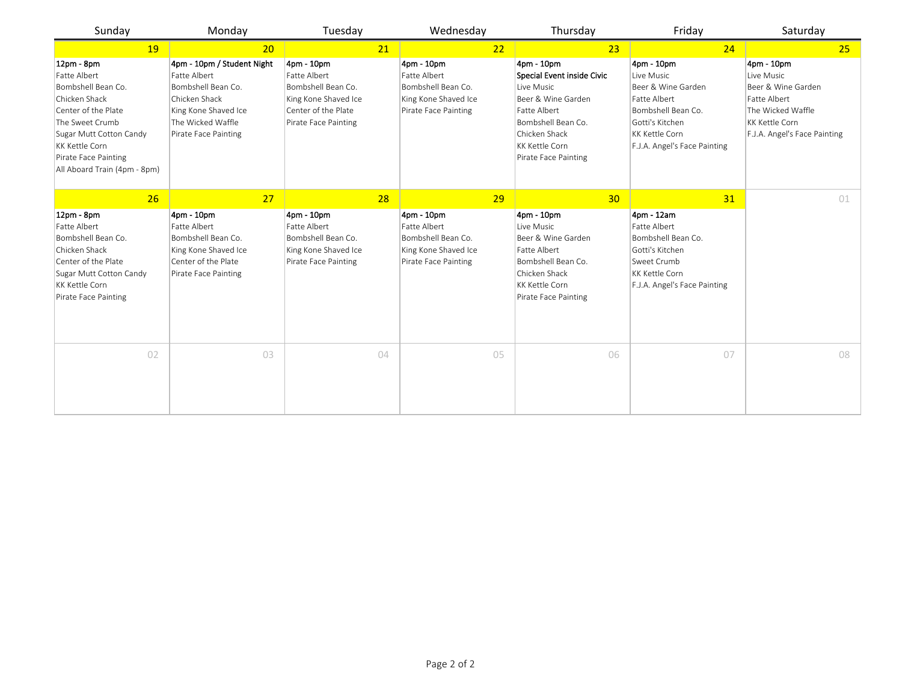| Sunday | Monday | Tuesday | Wednesday | Thursday | Friday | Saturday |
|---|---|---|---|---|---|---|
| 19 | 20 | 21 | 22 | 23 | 24 | 25 |
| **12pm - 8pm**<br>Fatte Albert<br>Bombshell Bean Co.<br>Chicken Shack<br>Center of the Plate<br>The Sweet Crumb<br>Sugar Mutt Cotton Candy<br>KK Kettle Corn<br>Pirate Face Painting<br>All Aboard Train (4pm - 8pm) | **4pm - 10pm / Student Night**<br>Fatte Albert<br>Bombshell Bean Co.<br>Chicken Shack<br>King Kone Shaved Ice<br>The Wicked Waffle<br>Pirate Face Painting | **4pm - 10pm**<br>Fatte Albert<br>Bombshell Bean Co.<br>King Kone Shaved Ice<br>Center of the Plate<br>Pirate Face Painting | **4pm - 10pm**<br>Fatte Albert<br>Bombshell Bean Co.<br>King Kone Shaved Ice<br>Pirate Face Painting | **4pm - 10pm**<br>**Special Event inside Civic**<br>Live Music<br>Beer & Wine Garden<br>Fatte Albert<br>Bombshell Bean Co.<br>Chicken Shack<br>KK Kettle Corn<br>Pirate Face Painting | **4pm - 10pm**<br>Live Music<br>Beer & Wine Garden<br>Fatte Albert<br>Bombshell Bean Co.<br>Gotti's Kitchen<br>KK Kettle Corn<br>F.J.A. Angel's Face Painting | **4pm - 10pm**<br>Live Music<br>Beer & Wine Garden<br>Fatte Albert<br>The Wicked Waffle<br>KK Kettle Corn<br>F.J.A. Angel's Face Painting |
| 26 | 27 | 28 | 29 | 30 | 31 | 01 |
| **12pm - 8pm**<br>Fatte Albert<br>Bombshell Bean Co.<br>Chicken Shack<br>Center of the Plate<br>Sugar Mutt Cotton Candy<br>KK Kettle Corn<br>Pirate Face Painting | **4pm - 10pm**<br>Fatte Albert<br>Bombshell Bean Co.<br>King Kone Shaved Ice<br>Center of the Plate<br>Pirate Face Painting | **4pm - 10pm**<br>Fatte Albert<br>Bombshell Bean Co.<br>King Kone Shaved Ice<br>Pirate Face Painting | **4pm - 10pm**<br>Fatte Albert<br>Bombshell Bean Co.<br>King Kone Shaved Ice<br>Pirate Face Painting | **4pm - 10pm**<br>Live Music<br>Beer & Wine Garden<br>Fatte Albert<br>Bombshell Bean Co.<br>Chicken Shack<br>KK Kettle Corn<br>Pirate Face Painting | **4pm - 12am**<br>Fatte Albert<br>Bombshell Bean Co.<br>Gotti's Kitchen<br>Sweet Crumb<br>KK Kettle Corn<br>F.J.A. Angel's Face Painting | |
| 02 | 03 | 04 | 05 | 06 | 07 | 08 |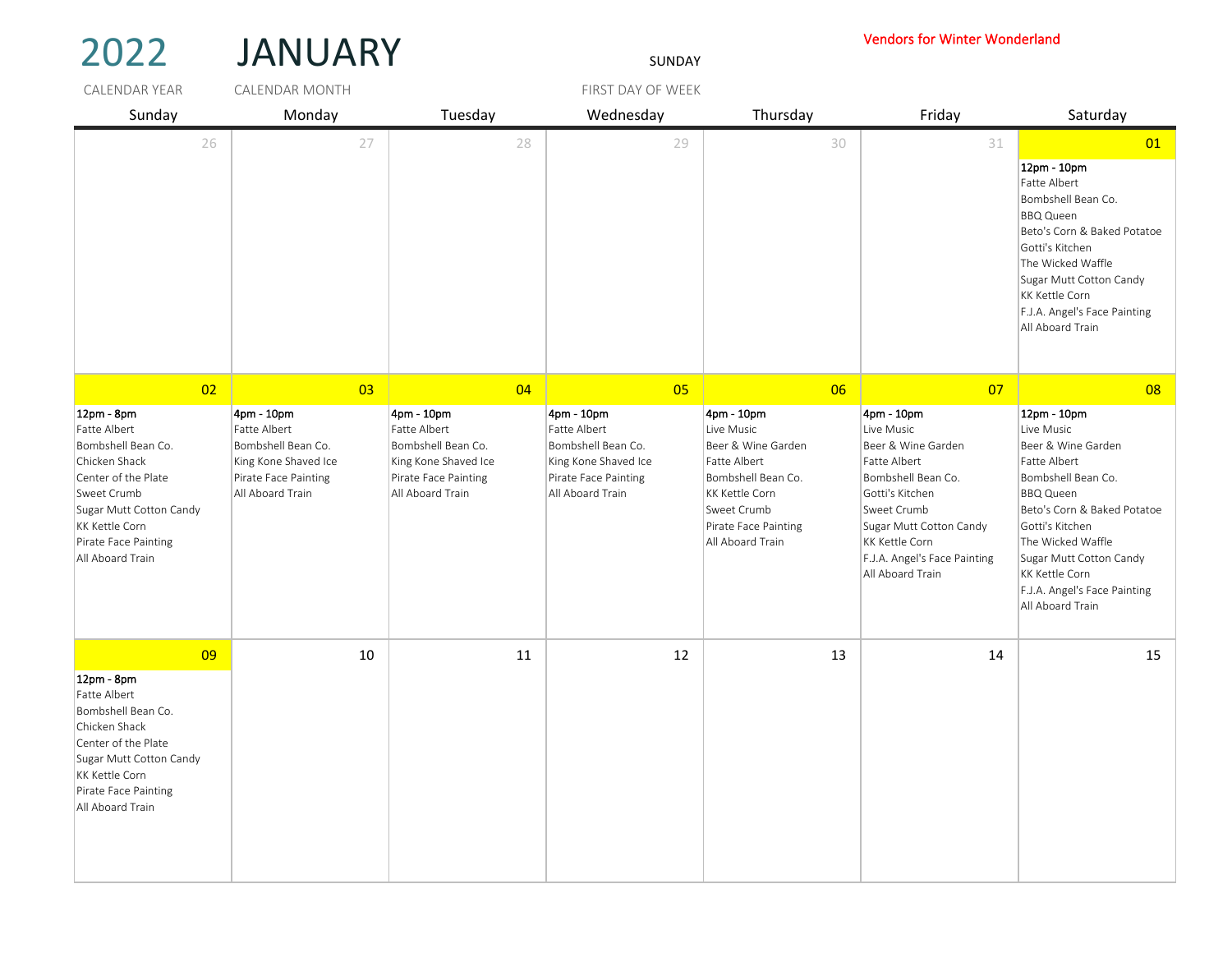# 2022 JANUARY

CALENDAR YEAR | CALENDAR MONTH

SUNDAY
FIRST DAY OF WEEK

Vendors for Winter Wonderland

| Sunday | Monday | Tuesday | Wednesday | Thursday | Friday | Saturday |
|---|---|---|---|---|---|---|
| 26 | 27 | 28 | 29 | 30 | 31 | 01<br>**12pm - 10pm**<br>Fatte Albert<br>Bombshell Bean Co.<br>BBQ Queen<br>Beto's Corn & Baked Potatoe<br>Gotti's Kitchen<br>The Wicked Waffle<br>Sugar Mutt Cotton Candy<br>KK Kettle Corn<br>F.J.A. Angel's Face Painting<br>All Aboard Train |
| 02<br>**12pm - 8pm**<br>Fatte Albert<br>Bombshell Bean Co.<br>Chicken Shack<br>Center of the Plate<br>Sweet Crumb<br>Sugar Mutt Cotton Candy<br>KK Kettle Corn<br>Pirate Face Painting<br>All Aboard Train | 03<br>**4pm - 10pm**<br>Fatte Albert<br>Bombshell Bean Co.<br>King Kone Shaved Ice<br>Pirate Face Painting<br>All Aboard Train | 04<br>**4pm - 10pm**<br>Fatte Albert<br>Bombshell Bean Co.<br>King Kone Shaved Ice<br>Pirate Face Painting<br>All Aboard Train | 05<br>**4pm - 10pm**<br>Fatte Albert<br>Bombshell Bean Co.<br>King Kone Shaved Ice<br>Pirate Face Painting<br>All Aboard Train | 06<br>**4pm - 10pm**<br>Live Music<br>Beer & Wine Garden<br>Fatte Albert<br>Bombshell Bean Co.<br>KK Kettle Corn<br>Sweet Crumb<br>Pirate Face Painting<br>All Aboard Train | 07<br>**4pm - 10pm**<br>Live Music<br>Beer & Wine Garden<br>Fatte Albert<br>Bombshell Bean Co.<br>Gotti's Kitchen<br>Sweet Crumb<br>Sugar Mutt Cotton Candy<br>KK Kettle Corn<br>F.J.A. Angel's Face Painting<br>All Aboard Train | 08<br>**12pm - 10pm**<br>Live Music<br>Beer & Wine Garden<br>Fatte Albert<br>Bombshell Bean Co.<br>BBQ Queen<br>Beto's Corn & Baked Potatoe<br>Gotti's Kitchen<br>The Wicked Waffle<br>Sugar Mutt Cotton Candy<br>KK Kettle Corn<br>F.J.A. Angel's Face Painting<br>All Aboard Train |
| 09<br>**12pm - 8pm**<br>Fatte Albert<br>Bombshell Bean Co.<br>Chicken Shack<br>Center of the Plate<br>Sugar Mutt Cotton Candy<br>KK Kettle Corn<br>Pirate Face Painting<br>All Aboard Train | 10 | 11 | 12 | 13 | 14 | 15 |